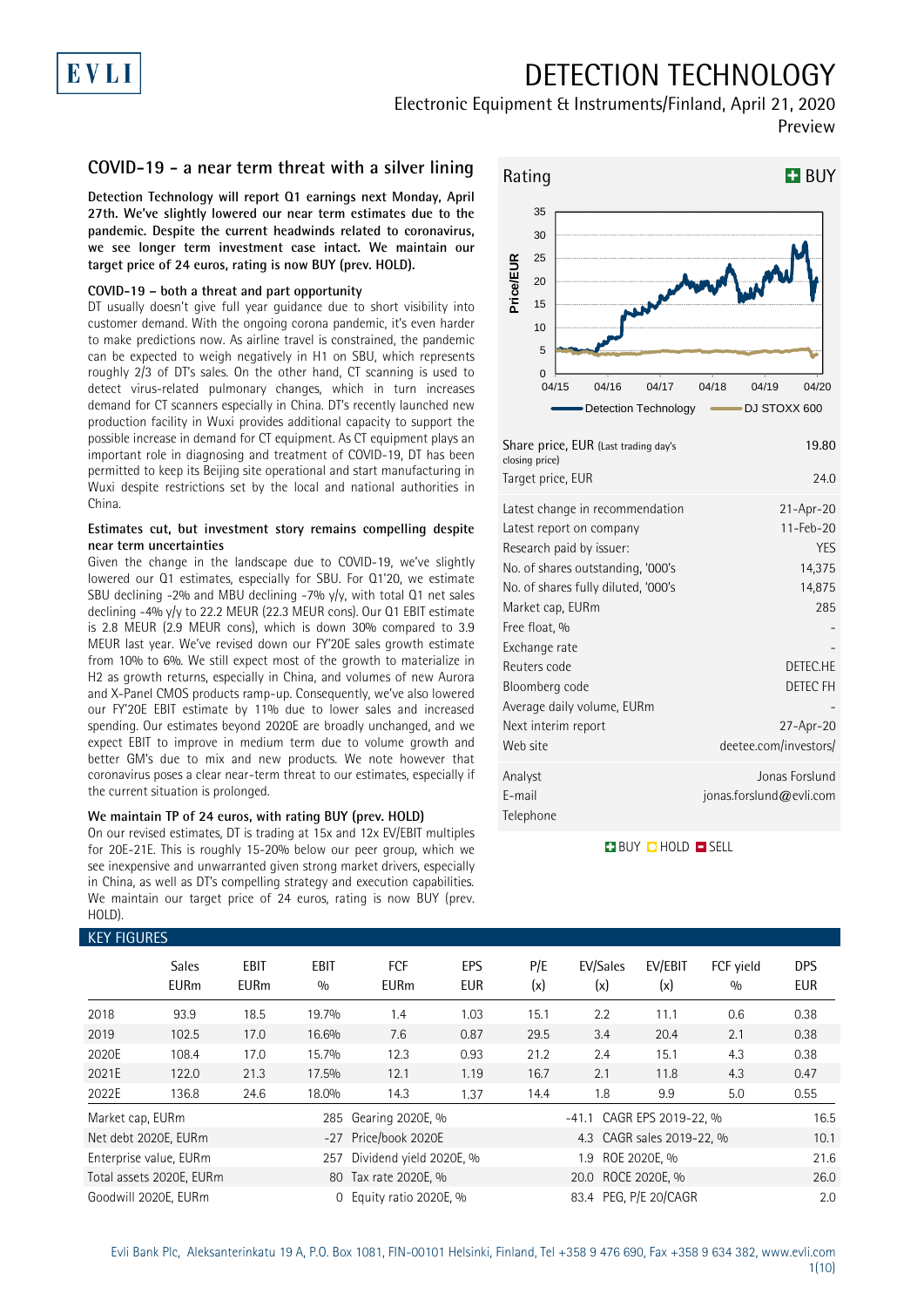# DETECTION TECHNOLOGY

Electronic Equipment & Instruments/Finland, April 21, 2020

Preview

## COVID-19 - a near term threat with a silver lining

**Detection Technology will report Q1 earnings next Monday, April 27th. We've slightly lowered our near term estimates due to the pandemic. Despite the current headwinds related to coronavirus, we see longer term investment case intact. We maintain our target price of 24 euros, rating is now BUY (prev. HOLD).**

### COVID-19 – both a threat and part opportunity

DT usually doesn't give full year guidance due to short visibility into customer demand. With the ongoing corona pandemic, it's even harder to make predictions now. As airline travel is constrained, the pandemic can be expected to weigh negatively in H1 on SBU, which represents roughly 2/3 of DT's sales. On the other hand, CT scanning is used to detect virus-related pulmonary changes, which in turn increases demand for CT scanners especially in China. DT's recently launched new production facility in Wuxi provides additional capacity to support the possible increase in demand for CT equipment. As CT equipment plays an important role in diagnosing and treatment of COVID-19, DT has been permitted to keep its Beijing site operational and start manufacturing in Wuxi despite restrictions set by the local and national authorities in China.

### Estimates cut, but investment story remains compelling despite near term uncertainties

Given the change in the landscape due to COVID-19, we've slightly lowered our Q1 estimates, especially for SBU. For Q1'20, we estimate SBU declining -2% and MBU declining -7% y/y, with total Q1 net sales declining -4% y/y to 22.2 MEUR (22.3 MEUR cons). Our Q1 EBIT estimate is 2.8 MEUR (2.9 MEUR cons), which is down 30% compared to 3.9 MEUR last year. We've revised down our FY'20E sales growth estimate from 10% to 6%. We still expect most of the growth to materialize in H2 as growth returns, especially in China, and volumes of new Aurora and X-Panel CMOS products ramp-up. Consequently, we've also lowered our FY'20E EBIT estimate by 11% due to lower sales and increased spending. Our estimates beyond 2020E are broadly unchanged, and we expect EBIT to improve in medium term due to volume growth and better GM's due to mix and new products. We note however that coronavirus poses a clear near-term threat to our estimates, especially if the current situation is prolonged.

### We maintain TP of 24 euros, with rating BUY (prev. HOLD)

On our revised estimates, DT is trading at 15x and 12x EV/EBIT multiples for 20E-21E. This is roughly 15-20% below our peer group, which we see inexpensive and unwarranted given strong market drivers, especially in China, as well as DT's compelling strategy and execution capabilities. We maintain our target price of 24 euros, rating is now BUY (prev. HOLD).

**Rating: BUY**

| | |
|---|---|
| Share price, EUR (Last trading day's closing price) | 19.80 |
| Target price, EUR | 24.0 |

| | |
|---|---|
| Latest change in recommendation | 21-Apr-20 |
| Latest report on company | 11-Feb-20 |
| Research paid by issuer: | YES |
| No. of shares outstanding, '000's | 14,375 |
| No. of shares fully diluted, '000's | 14,875 |
| Market cap, EURm | 285 |
| Free float, % | - |
| Exchange rate | - |
| Reuters code | DETEC.HE |
| Bloomberg code | DETEC FH |
| Average daily volume, EURm | - |
| Next interim report | 27-Apr-20 |
| Web site | deetee.com/investors/ |

| | |
|---|---|
| Analyst | Jonas Forslund |
| E-mail | jonas.forslund@evli.com |
| Telephone | |

BUY HOLD SELL

## KEY FIGURES

| | Sales EURm | EBIT EURm | EBIT % | FCF EURm | EPS EUR | P/E (x) | EV/Sales (x) | EV/EBIT (x) | FCF yield % | DPS EUR |
|---|---|---|---|---|---|---|---|---|---|---|
| 2018 | 93.9 | 18.5 | 19.7% | 1.4 | 1.03 | 15.1 | 2.2 | 11.1 | 0.6 | 0.38 |
| 2019 | 102.5 | 17.0 | 16.6% | 7.6 | 0.87 | 29.5 | 3.4 | 20.4 | 2.1 | 0.38 |
| 2020E | 108.4 | 17.0 | 15.7% | 12.3 | 0.93 | 21.2 | 2.4 | 15.1 | 4.3 | 0.38 |
| 2021E | 122.0 | 21.3 | 17.5% | 12.1 | 1.19 | 16.7 | 2.1 | 11.8 | 4.3 | 0.47 |
| 2022E | 136.8 | 24.6 | 18.0% | 14.3 | 1.37 | 14.4 | 1.8 | 9.9 | 5.0 | 0.55 |

| | | | | | |
|---|---|---|---|---|---|
| Market cap, EURm | 285 | Gearing 2020E, % | -41.1 | CAGR EPS 2019-22, % | 16.5 |
| Net debt 2020E, EURm | -27 | Price/book 2020E | 4.3 | CAGR sales 2019-22, % | 10.1 |
| Enterprise value, EURm | 257 | Dividend yield 2020E, % | 1.9 | ROE 2020E, % | 21.6 |
| Total assets 2020E, EURm | 80 | Tax rate 2020E, % | 20.0 | ROCE 2020E, % | 26.0 |
| Goodwill 2020E, EURm | 0 | Equity ratio 2020E, % | 83.4 | PEG, P/E 20/CAGR | 2.0 |

Evli Bank Plc, Aleksanterinkatu 19 A, P.O. Box 1081, FIN-00101 Helsinki, Finland, Tel +358 9 476 690, Fax +358 9 634 382, www.evli.com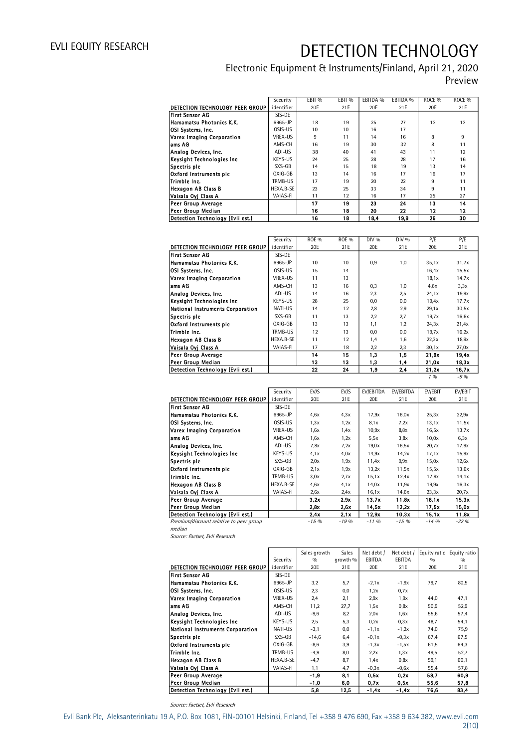| DETECTION TECHNOLOGY PEER GROUP | Security identifier | EBIT % 20E | EBIT % 21E | EBITDA % 20E | EBITDA % 21E | ROCE % 20E | ROCE % 21E |
|---|---|---|---|---|---|---|---|
| First Sensor AG | SIS-DE | | | | | | |
| Hamamatsu Photonics K.K. | 6965-JP | 18 | 19 | 25 | 27 | 12 | 12 |
| OSI Systems, Inc. | OSIS-US | 10 | 10 | 16 | 17 | | |
| Varex Imaging Corporation | VREX-US | 9 | 11 | 14 | 16 | 8 | 9 |
| ams AG | AMS-CH | 16 | 19 | 30 | 32 | 8 | 11 |
| Analog Devices, Inc. | ADI-US | 38 | 40 | 41 | 43 | 11 | 12 |
| Keysight Technologies Inc | KEYS-US | 24 | 25 | 28 | 28 | 17 | 16 |
| Spectris plc | SXS-GB | 14 | 15 | 18 | 19 | 13 | 14 |
| Oxford Instruments plc | OXIG-GB | 13 | 14 | 16 | 17 | 16 | 17 |
| Trimble Inc. | TRMB-US | 17 | 19 | 20 | 22 | 9 | 11 |
| Hexagon AB Class B | HEXA.B-SE | 23 | 25 | 33 | 34 | 9 | 11 |
| Vaisala Oyj Class A | VAIAS-FI | 11 | 12 | 16 | 17 | 25 | 27 |
| **Peer Group Average** | | **17** | **19** | **23** | **24** | **13** | **14** |
| **Peer Group Median** | | **16** | **18** | **20** | **22** | **12** | **12** |
| **Detection Technology (Evli est.)** | | **16** | **18** | **18,4** | **19,9** | **26** | **30** |

| DETECTION TECHNOLOGY PEER GROUP | Security identifier | ROE % 20E | ROE % 21E | DIV % 20E | DIV % 21E | P/E 20E | P/E 21E |
|---|---|---|---|---|---|---|---|
| First Sensor AG | SIS-DE | | | | | | |
| Hamamatsu Photonics K.K. | 6965-JP | 10 | 10 | 0,9 | 1,0 | 35,1x | 31,7x |
| OSI Systems, Inc. | OSIS-US | 15 | 14 | | | 16,4x | 15,5x |
| Varex Imaging Corporation | VREX-US | 11 | 13 | | | 18,1x | 14,7x |
| ams AG | AMS-CH | 13 | 16 | 0,3 | 1,0 | 4,6x | 3,3x |
| Analog Devices, Inc. | ADI-US | 14 | 16 | 2,3 | 2,5 | 24,1x | 19,9x |
| Keysight Technologies Inc | KEYS-US | 28 | 25 | 0,0 | 0,0 | 19,4x | 17,7x |
| National Instruments Corporation | NATI-US | 14 | 12 | 2,8 | 2,9 | 29,1x | 30,5x |
| Spectris plc | SXS-GB | 11 | 13 | 2,2 | 2,7 | 19,7x | 16,6x |
| Oxford Instruments plc | OXIG-GB | 13 | 13 | 1,1 | 1,2 | 24,3x | 21,4x |
| Trimble Inc. | TRMB-US | 12 | 13 | 0,0 | 0,0 | 19,7x | 16,2x |
| Hexagon AB Class B | HEXA.B-SE | 11 | 12 | 1,4 | 1,6 | 22,3x | 18,9x |
| Vaisala Oyj Class A | VAIAS-FI | 17 | 18 | 2,2 | 2,3 | 30,1x | 27,0x |
| **Peer Group Average** | | **14** | **15** | **1,3** | **1,5** | **21,9x** | **19,4x** |
| **Peer Group Median** | | **13** | **13** | **1,3** | **1,4** | **21,0x** | **18,3x** |
| **Detection Technology (Evli est.)** | | **22** | **24** | **1,9** | **2,4** | **21,2x** | **16,7x** |
| | | | | | | *1 %* | *-9 %* |

| DETECTION TECHNOLOGY PEER GROUP | Security identifier | EV/S 20E | EV/S 21E | EV/EBITDA 20E | EV/EBITDA 21E | EV/EBIT 20E | EV/EBIT 21E |
|---|---|---|---|---|---|---|---|
| First Sensor AG | SIS-DE | | | | | | |
| Hamamatsu Photonics K.K. | 6965-JP | 4,6x | 4,3x | 17,9x | 16,0x | 25,3x | 22,9x |
| OSI Systems, Inc. | OSIS-US | 1,3x | 1,2x | 8,1x | 7,2x | 13,1x | 11,5x |
| Varex Imaging Corporation | VREX-US | 1,6x | 1,4x | 10,9x | 8,8x | 16,5x | 13,7x |
| ams AG | AMS-CH | 1,6x | 1,2x | 5,5x | 3,8x | 10,0x | 6,3x |
| Analog Devices, Inc. | ADI-US | 7,8x | 7,2x | 19,0x | 16,5x | 20,7x | 17,9x |
| Keysight Technologies Inc | KEYS-US | 4,1x | 4,0x | 14,9x | 14,2x | 17,1x | 15,9x |
| Spectris plc | SXS-GB | 2,0x | 1,9x | 11,4x | 9,9x | 15,0x | 12,6x |
| Oxford Instruments plc | OXIG-GB | 2,1x | 1,9x | 13,2x | 11,5x | 15,5x | 13,6x |
| Trimble Inc. | TRMB-US | 3,0x | 2,7x | 15,1x | 12,4x | 17,9x | 14,1x |
| Hexagon AB Class B | HEXA.B-SE | 4,6x | 4,1x | 14,0x | 11,9x | 19,9x | 16,3x |
| Vaisala Oyj Class A | VAIAS-FI | 2,6x | 2,4x | 16,1x | 14,6x | 23,3x | 20,7x |
| **Peer Group Average** | | **3,2x** | **2,9x** | **13,7x** | **11,8x** | **18,1x** | **15,3x** |
| **Peer Group Median** | | **2,8x** | **2,6x** | **14,5x** | **12,2x** | **17,5x** | **15,0x** |
| **Detection Technology (Evli est.)** | | **2,4x** | **2,1x** | **12,9x** | **10,3x** | **15,1x** | **11,8x** |
| *Premium/discount relative to peer group median* | | *-15 %* | *-19 %* | *-11 %* | *-15 %* | *-14 %* | *-22 %* |

*Source: Factset, Evli Research*

| DETECTION TECHNOLOGY PEER GROUP | Security identifier | Sales growth % 20E | Sales growth % 21E | Net debt / EBITDA 20E | Net debt / EBITDA 21E | Equity ratio % 20E | Equity ratio % 21E |
|---|---|---|---|---|---|---|---|
| First Sensor AG | SIS-DE | | | | | | |
| Hamamatsu Photonics K.K. | 6965-JP | 3,2 | 5,7 | -2,1x | -1,9x | 79,7 | 80,5 |
| OSI Systems, Inc. | OSIS-US | 2,3 | 0,0 | 1,2x | 0,7x | | |
| Varex Imaging Corporation | VREX-US | 2,4 | 2,1 | 2,9x | 1,9x | 44,0 | 47,1 |
| ams AG | AMS-CH | 11,2 | 27,7 | 1,5x | 0,8x | 50,9 | 52,9 |
| Analog Devices, Inc. | ADI-US | -9,6 | 8,2 | 2,0x | 1,6x | 55,6 | 57,4 |
| Keysight Technologies Inc | KEYS-US | 2,5 | 5,3 | 0,2x | 0,3x | 48,7 | 54,1 |
| National Instruments Corporation | NATI-US | -3,1 | 0,0 | -1,1x | -1,2x | 74,0 | 75,9 |
| Spectris plc | SXS-GB | -14,6 | 6,4 | -0,1x | -0,3x | 67,4 | 67,5 |
| Oxford Instruments plc | OXIG-GB | -8,6 | 3,9 | -1,3x | -1,5x | 61,5 | 64,3 |
| Trimble Inc. | TRMB-US | -4,9 | 8,0 | 2,2x | 1,3x | 49,5 | 52,7 |
| Hexagon AB Class B | HEXA.B-SE | -4,7 | 8,7 | 1,4x | 0,8x | 59,1 | 60,1 |
| Vaisala Oyj Class A | VAIAS-FI | 1,1 | 4,7 | -0,3x | -0,6x | 55,4 | 57,8 |
| **Peer Group Average** | | **-1,9** | **8,1** | **0,5x** | **0,2x** | **58,7** | **60,9** |
| **Peer Group Median** | | **-1,0** | **6,0** | **0,7x** | **0,5x** | **55,6** | **57,8** |
| **Detection Technology (Evli est.)** | | **5,8** | **12,5** | **-1,4x** | **-1,4x** | **76,6** | **83,4** |

*Source: Factset, Evli Research*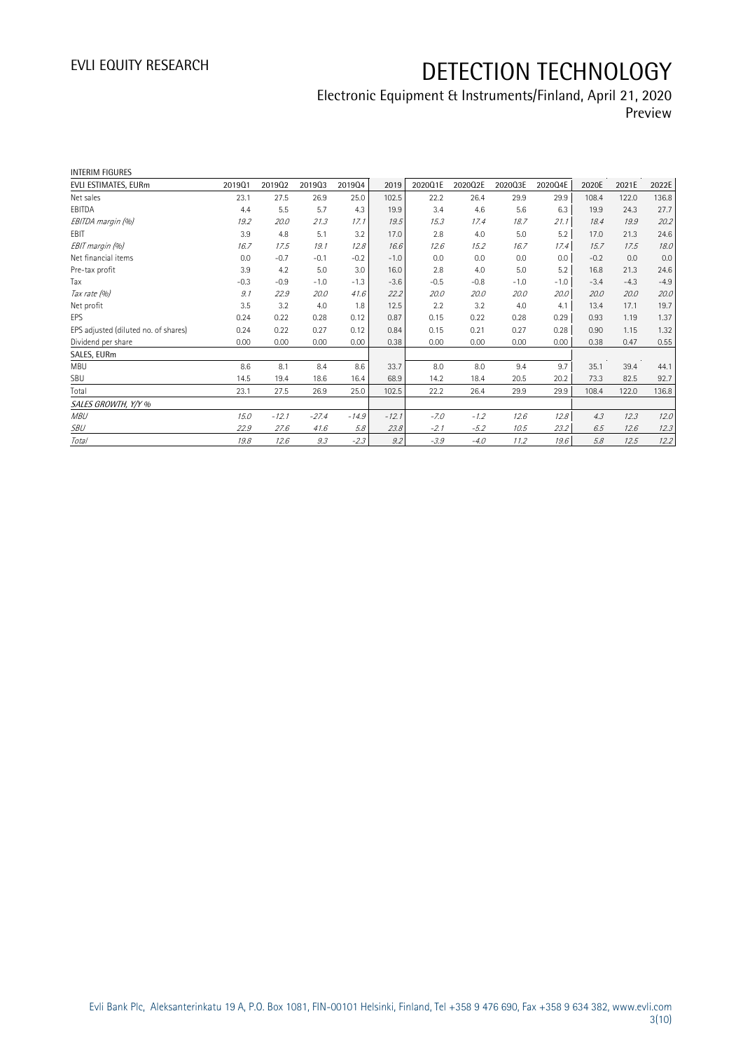INTERIM FIGURES

| EVLI ESTIMATES, EURm | 2019Q1 | 2019Q2 | 2019Q3 | 2019Q4 | 2019 | 2020Q1E | 2020Q2E | 2020Q3E | 2020Q4E | 2020E | 2021E | 2022E |
|---|---|---|---|---|---|---|---|---|---|---|---|---|
| Net sales | 23.1 | 27.5 | 26.9 | 25.0 | 102.5 | 22.2 | 26.4 | 29.9 | 29.9 | 108.4 | 122.0 | 136.8 |
| EBITDA | 4.4 | 5.5 | 5.7 | 4.3 | 19.9 | 3.4 | 4.6 | 5.6 | 6.3 | 19.9 | 24.3 | 27.7 |
| *EBITDA margin (%)* | *19.2* | *20.0* | *21.3* | *17.1* | *19.5* | *15.3* | *17.4* | *18.7* | *21.1* | *18.4* | *19.9* | *20.2* |
| EBIT | 3.9 | 4.8 | 5.1 | 3.2 | 17.0 | 2.8 | 4.0 | 5.0 | 5.2 | 17.0 | 21.3 | 24.6 |
| *EBIT margin (%)* | *16.7* | *17.5* | *19.1* | *12.8* | *16.6* | *12.6* | *15.2* | *16.7* | *17.4* | *15.7* | *17.5* | *18.0* |
| Net financial items | 0.0 | -0.7 | -0.1 | -0.2 | -1.0 | 0.0 | 0.0 | 0.0 | 0.0 | -0.2 | 0.0 | 0.0 |
| Pre-tax profit | 3.9 | 4.2 | 5.0 | 3.0 | 16.0 | 2.8 | 4.0 | 5.0 | 5.2 | 16.8 | 21.3 | 24.6 |
| Tax | -0.3 | -0.9 | -1.0 | -1.3 | -3.6 | -0.5 | -0.8 | -1.0 | -1.0 | -3.4 | -4.3 | -4.9 |
| *Tax rate (%)* | *9.1* | *22.9* | *20.0* | *41.6* | *22.2* | *20.0* | *20.0* | *20.0* | *20.0* | *20.0* | *20.0* | *20.0* |
| Net profit | 3.5 | 3.2 | 4.0 | 1.8 | 12.5 | 2.2 | 3.2 | 4.0 | 4.1 | 13.4 | 17.1 | 19.7 |
| EPS | 0.24 | 0.22 | 0.28 | 0.12 | 0.87 | 0.15 | 0.22 | 0.28 | 0.29 | 0.93 | 1.19 | 1.37 |
| EPS adjusted (diluted no. of shares) | 0.24 | 0.22 | 0.27 | 0.12 | 0.84 | 0.15 | 0.21 | 0.27 | 0.28 | 0.90 | 1.15 | 1.32 |
| Dividend per share | 0.00 | 0.00 | 0.00 | 0.00 | 0.38 | 0.00 | 0.00 | 0.00 | 0.00 | 0.38 | 0.47 | 0.55 |
| SALES, EURm | | | | | | | | | | | | |
| MBU | 8.6 | 8.1 | 8.4 | 8.6 | 33.7 | 8.0 | 8.0 | 9.4 | 9.7 | 35.1 | 39.4 | 44.1 |
| SBU | 14.5 | 19.4 | 18.6 | 16.4 | 68.9 | 14.2 | 18.4 | 20.5 | 20.2 | 73.3 | 82.5 | 92.7 |
| Total | 23.1 | 27.5 | 26.9 | 25.0 | 102.5 | 22.2 | 26.4 | 29.9 | 29.9 | 108.4 | 122.0 | 136.8 |
| *SALES GROWTH, Y/Y %* | | | | | | | | | | | | |
| *MBU* | *15.0* | *-12.1* | *-27.4* | *-14.9* | *-12.1* | *-7.0* | *-1.2* | *12.6* | *12.8* | *4.3* | *12.3* | *12.0* |
| *SBU* | *22.9* | *27.6* | *41.6* | *5.8* | *23.8* | *-2.1* | *-5.2* | *10.5* | *23.2* | *6.5* | *12.6* | *12.3* |
| *Total* | *19.8* | *12.6* | *9.3* | *-2.3* | *9.2* | *-3.9* | *-4.0* | *11.2* | *19.6* | *5.8* | *12.5* | *12.2* |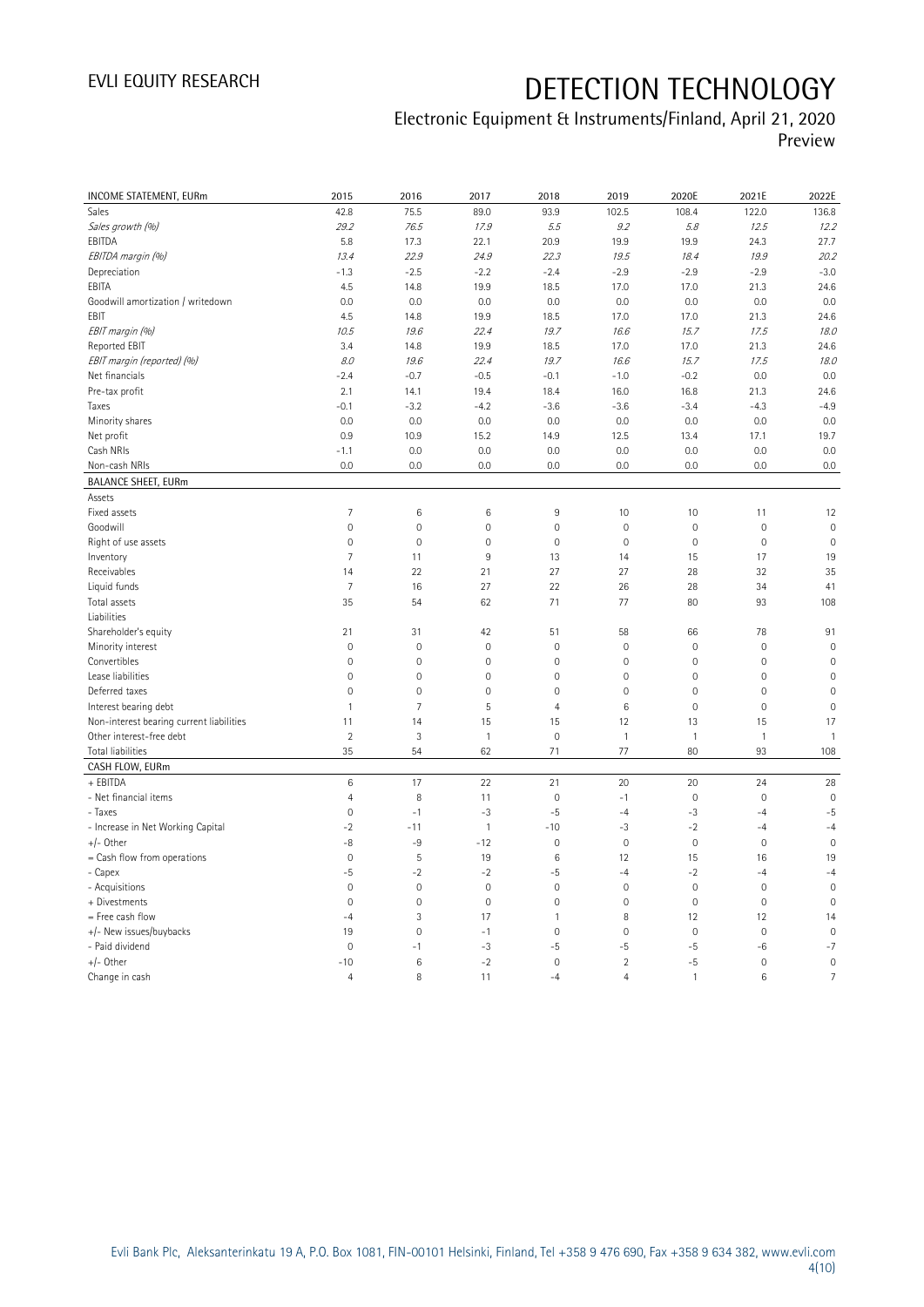| INCOME STATEMENT, EURm | 2015 | 2016 | 2017 | 2018 | 2019 | 2020E | 2021E | 2022E |
|---|---|---|---|---|---|---|---|---|
| Sales | 42.8 | 75.5 | 89.0 | 93.9 | 102.5 | 108.4 | 122.0 | 136.8 |
| *Sales growth (%)* | *29.2* | *76.5* | *17.9* | *5.5* | *9.2* | *5.8* | *12.5* | *12.2* |
| EBITDA | 5.8 | 17.3 | 22.1 | 20.9 | 19.9 | 19.9 | 24.3 | 27.7 |
| *EBITDA margin (%)* | *13.4* | *22.9* | *24.9* | *22.3* | *19.5* | *18.4* | *19.9* | *20.2* |
| Depreciation | -1.3 | -2.5 | -2.2 | -2.4 | -2.9 | -2.9 | -2.9 | -3.0 |
| EBITA | 4.5 | 14.8 | 19.9 | 18.5 | 17.0 | 17.0 | 21.3 | 24.6 |
| Goodwill amortization / writedown | 0.0 | 0.0 | 0.0 | 0.0 | 0.0 | 0.0 | 0.0 | 0.0 |
| EBIT | 4.5 | 14.8 | 19.9 | 18.5 | 17.0 | 17.0 | 21.3 | 24.6 |
| *EBIT margin (%)* | *10.5* | *19.6* | *22.4* | *19.7* | *16.6* | *15.7* | *17.5* | *18.0* |
| Reported EBIT | 3.4 | 14.8 | 19.9 | 18.5 | 17.0 | 17.0 | 21.3 | 24.6 |
| *EBIT margin (reported) (%)* | *8.0* | *19.6* | *22.4* | *19.7* | *16.6* | *15.7* | *17.5* | *18.0* |
| Net financials | -2.4 | -0.7 | -0.5 | -0.1 | -1.0 | -0.2 | 0.0 | 0.0 |
| Pre-tax profit | 2.1 | 14.1 | 19.4 | 18.4 | 16.0 | 16.8 | 21.3 | 24.6 |
| Taxes | -0.1 | -3.2 | -4.2 | -3.6 | -3.6 | -3.4 | -4.3 | -4.9 |
| Minority shares | 0.0 | 0.0 | 0.0 | 0.0 | 0.0 | 0.0 | 0.0 | 0.0 |
| Net profit | 0.9 | 10.9 | 15.2 | 14.9 | 12.5 | 13.4 | 17.1 | 19.7 |
| Cash NRIs | -1.1 | 0.0 | 0.0 | 0.0 | 0.0 | 0.0 | 0.0 | 0.0 |
| Non-cash NRIs | 0.0 | 0.0 | 0.0 | 0.0 | 0.0 | 0.0 | 0.0 | 0.0 |
| **BALANCE SHEET, EURm** | | | | | | | | |
| Assets | | | | | | | | |
| Fixed assets | 7 | 6 | 6 | 9 | 10 | 10 | 11 | 12 |
| Goodwill | 0 | 0 | 0 | 0 | 0 | 0 | 0 | 0 |
| Right of use assets | 0 | 0 | 0 | 0 | 0 | 0 | 0 | 0 |
| Inventory | 7 | 11 | 9 | 13 | 14 | 15 | 17 | 19 |
| Receivables | 14 | 22 | 21 | 27 | 27 | 28 | 32 | 35 |
| Liquid funds | 7 | 16 | 27 | 22 | 26 | 28 | 34 | 41 |
| Total assets | 35 | 54 | 62 | 71 | 77 | 80 | 93 | 108 |
| Liabilities | | | | | | | | |
| Shareholder's equity | 21 | 31 | 42 | 51 | 58 | 66 | 78 | 91 |
| Minority interest | 0 | 0 | 0 | 0 | 0 | 0 | 0 | 0 |
| Convertibles | 0 | 0 | 0 | 0 | 0 | 0 | 0 | 0 |
| Lease liabilities | 0 | 0 | 0 | 0 | 0 | 0 | 0 | 0 |
| Deferred taxes | 0 | 0 | 0 | 0 | 0 | 0 | 0 | 0 |
| Interest bearing debt | 1 | 7 | 5 | 4 | 6 | 0 | 0 | 0 |
| Non-interest bearing current liabilities | 11 | 14 | 15 | 15 | 12 | 13 | 15 | 17 |
| Other interest-free debt | 2 | 3 | 1 | 0 | 1 | 1 | 1 | 1 |
| Total liabilities | 35 | 54 | 62 | 71 | 77 | 80 | 93 | 108 |
| **CASH FLOW, EURm** | | | | | | | | |
| + EBITDA | 6 | 17 | 22 | 21 | 20 | 20 | 24 | 28 |
| - Net financial items | 4 | 8 | 11 | 0 | -1 | 0 | 0 | 0 |
| - Taxes | 0 | -1 | -3 | -5 | -4 | -3 | -4 | -5 |
| - Increase in Net Working Capital | -2 | -11 | 1 | -10 | -3 | -2 | -4 | -4 |
| +/- Other | -8 | -9 | -12 | 0 | 0 | 0 | 0 | 0 |
| = Cash flow from operations | 0 | 5 | 19 | 6 | 12 | 15 | 16 | 19 |
| - Capex | -5 | -2 | -2 | -5 | -4 | -2 | -4 | -4 |
| - Acquisitions | 0 | 0 | 0 | 0 | 0 | 0 | 0 | 0 |
| + Divestments | 0 | 0 | 0 | 0 | 0 | 0 | 0 | 0 |
| = Free cash flow | -4 | 3 | 17 | 1 | 8 | 12 | 12 | 14 |
| +/- New issues/buybacks | 19 | 0 | -1 | 0 | 0 | 0 | 0 | 0 |
| - Paid dividend | 0 | -1 | -3 | -5 | -5 | -5 | -6 | -7 |
| +/- Other | -10 | 6 | -2 | 0 | 2 | -5 | 0 | 0 |
| Change in cash | 4 | 8 | 11 | -4 | 4 | 1 | 6 | 7 |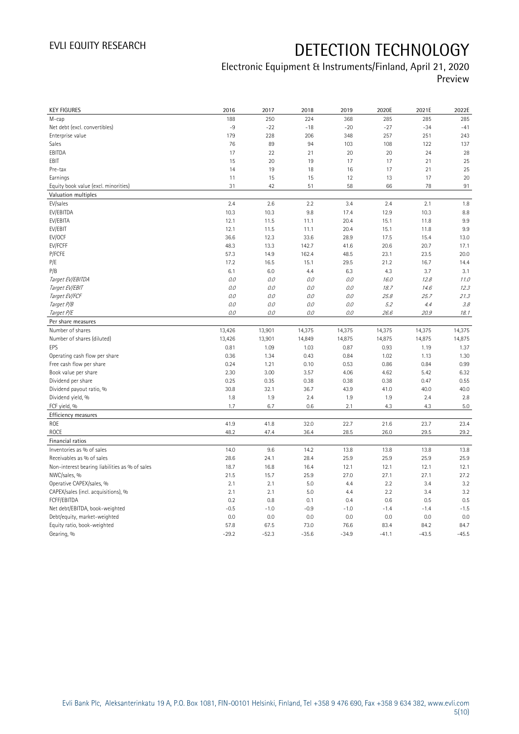# DETECTION TECHNOLOGY

## Electronic Equipment & Instruments/Finland, April 21, 2020
Preview

| KEY FIGURES | 2016 | 2017 | 2018 | 2019 | 2020E | 2021E | 2022E |
|---|---|---|---|---|---|---|---|
| M-cap | 188 | 250 | 224 | 368 | 285 | 285 | 285 |
| Net debt (excl. convertibles) | -9 | -22 | -18 | -20 | -27 | -34 | -41 |
| Enterprise value | 179 | 228 | 206 | 348 | 257 | 251 | 243 |
| Sales | 76 | 89 | 94 | 103 | 108 | 122 | 137 |
| EBITDA | 17 | 22 | 21 | 20 | 20 | 24 | 28 |
| EBIT | 15 | 20 | 19 | 17 | 17 | 21 | 25 |
| Pre-tax | 14 | 19 | 18 | 16 | 17 | 21 | 25 |
| Earnings | 11 | 15 | 15 | 12 | 13 | 17 | 20 |
| Equity book value (excl. minorities) | 31 | 42 | 51 | 58 | 66 | 78 | 91 |
| **Valuation multiples** | | | | | | | |
| EV/sales | 2.4 | 2.6 | 2.2 | 3.4 | 2.4 | 2.1 | 1.8 |
| EV/EBITDA | 10.3 | 10.3 | 9.8 | 17.4 | 12.9 | 10.3 | 8.8 |
| EV/EBITA | 12.1 | 11.5 | 11.1 | 20.4 | 15.1 | 11.8 | 9.9 |
| EV/EBIT | 12.1 | 11.5 | 11.1 | 20.4 | 15.1 | 11.8 | 9.9 |
| EV/OCF | 36.6 | 12.3 | 33.6 | 28.9 | 17.5 | 15.4 | 13.0 |
| EV/FCFF | 48.3 | 13.3 | 142.7 | 41.6 | 20.6 | 20.7 | 17.1 |
| P/FCFE | 57.3 | 14.9 | 162.4 | 48.5 | 23.1 | 23.5 | 20.0 |
| P/E | 17.2 | 16.5 | 15.1 | 29.5 | 21.2 | 16.7 | 14.4 |
| P/B | 6.1 | 6.0 | 4.4 | 6.3 | 4.3 | 3.7 | 3.1 |
| *Target EV/EBITDA* | *0.0* | *0.0* | *0.0* | *0.0* | *16.0* | *12.8* | *11.0* |
| *Target EV/EBIT* | *0.0* | *0.0* | *0.0* | *0.0* | *18.7* | *14.6* | *12.3* |
| *Target EV/FCF* | *0.0* | *0.0* | *0.0* | *0.0* | *25.8* | *25.7* | *21.3* |
| *Target P/B* | *0.0* | *0.0* | *0.0* | *0.0* | *5.2* | *4.4* | *3.8* |
| *Target P/E* | *0.0* | *0.0* | *0.0* | *0.0* | *26.6* | *20.9* | *18.1* |
| **Per share measures** | | | | | | | |
| Number of shares | 13,426 | 13,901 | 14,375 | 14,375 | 14,375 | 14,375 | 14,375 |
| Number of shares (diluted) | 13,426 | 13,901 | 14,849 | 14,875 | 14,875 | 14,875 | 14,875 |
| EPS | 0.81 | 1.09 | 1.03 | 0.87 | 0.93 | 1.19 | 1.37 |
| Operating cash flow per share | 0.36 | 1.34 | 0.43 | 0.84 | 1.02 | 1.13 | 1.30 |
| Free cash flow per share | 0.24 | 1.21 | 0.10 | 0.53 | 0.86 | 0.84 | 0.99 |
| Book value per share | 2.30 | 3.00 | 3.57 | 4.06 | 4.62 | 5.42 | 6.32 |
| Dividend per share | 0.25 | 0.35 | 0.38 | 0.38 | 0.38 | 0.47 | 0.55 |
| Dividend payout ratio, % | 30.8 | 32.1 | 36.7 | 43.9 | 41.0 | 40.0 | 40.0 |
| Dividend yield, % | 1.8 | 1.9 | 2.4 | 1.9 | 1.9 | 2.4 | 2.8 |
| FCF yield, % | 1.7 | 6.7 | 0.6 | 2.1 | 4.3 | 4.3 | 5.0 |
| **Efficiency measures** | | | | | | | |
| ROE | 41.9 | 41.8 | 32.0 | 22.7 | 21.6 | 23.7 | 23.4 |
| ROCE | 48.2 | 47.4 | 36.4 | 28.5 | 26.0 | 29.5 | 29.2 |
| **Financial ratios** | | | | | | | |
| Inventories as % of sales | 14.0 | 9.6 | 14.2 | 13.8 | 13.8 | 13.8 | 13.8 |
| Receivables as % of sales | 28.6 | 24.1 | 28.4 | 25.9 | 25.9 | 25.9 | 25.9 |
| Non-interest bearing liabilities as % of sales | 18.7 | 16.8 | 16.4 | 12.1 | 12.1 | 12.1 | 12.1 |
| NWC/sales, % | 21.5 | 15.7 | 25.9 | 27.0 | 27.1 | 27.1 | 27.2 |
| Operative CAPEX/sales, % | 2.1 | 2.1 | 5.0 | 4.4 | 2.2 | 3.4 | 3.2 |
| CAPEX/sales (incl. acquisitions), % | 2.1 | 2.1 | 5.0 | 4.4 | 2.2 | 3.4 | 3.2 |
| FCFF/EBITDA | 0.2 | 0.8 | 0.1 | 0.4 | 0.6 | 0.5 | 0.5 |
| Net debt/EBITDA, book-weighted | -0.5 | -1.0 | -0.9 | -1.0 | -1.4 | -1.4 | -1.5 |
| Debt/equity, market-weighted | 0.0 | 0.0 | 0.0 | 0.0 | 0.0 | 0.0 | 0.0 |
| Equity ratio, book-weighted | 57.8 | 67.5 | 73.0 | 76.6 | 83.4 | 84.2 | 84.7 |
| Gearing, % | -29.2 | -52.3 | -35.6 | -34.9 | -41.1 | -43.5 | -45.5 |

Evli Bank Plc, Aleksanterinkatu 19 A, P.O. Box 1081, FIN-00101 Helsinki, Finland, Tel +358 9 476 690, Fax +358 9 634 382, www.evli.com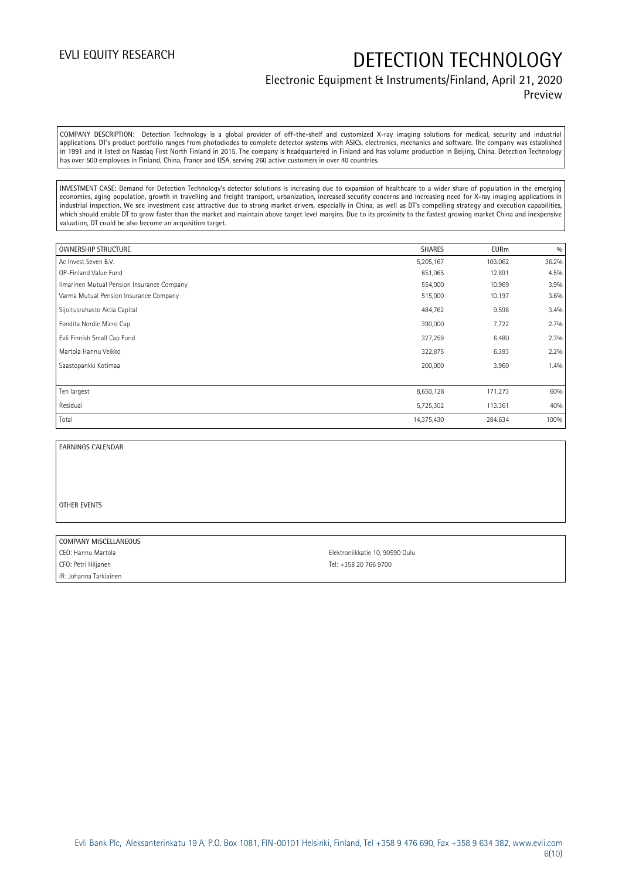COMPANY DESCRIPTION: Detection Technology is a global provider of off-the-shelf and customized X-ray imaging solutions for medical, security and industrial applications. DT's product portfolio ranges from photodiodes to complete detector systems with ASICs, electronics, mechanics and software. The company was established in 1991 and it listed on Nasdaq First North Finland in 2015. The company is headquartered in Finland and has volume production in Beijing, China. Detection Technology has over 500 employees in Finland, China, France and USA, serving 260 active customers in over 40 countries.

INVESTMENT CASE: Demand for Detection Technology's detector solutions is increasing due to expansion of healthcare to a wider share of population in the emerging economies, aging population, growth in travelling and freight transport, urbanization, increased security concerns and increasing need for X-ray imaging applications in industrial inspection. We see investment case attractive due to strong market drivers, especially in China, as well as DT's compelling strategy and execution capabilities, which should enable DT to grow faster than the market and maintain above target level margins. Due to its proximity to the fastest growing market China and inexpensive valuation, DT could be also become an acquisition target.

| OWNERSHIP STRUCTURE | SHARES | EURm | % |
|---|---|---|---|
| Ac Invest Seven B.V. | 5,205,167 | 103.062 | 36.2% |
| OP-Finland Value Fund | 651,065 | 12.891 | 4.5% |
| Ilmarinen Mutual Pension Insurance Company | 554,000 | 10.969 | 3.9% |
| Varma Mutual Pension Insurance Company | 515,000 | 10.197 | 3.6% |
| Sijoitusrahasto Aktia Capital | 484,762 | 9.598 | 3.4% |
| Fondita Nordic Micro Cap | 390,000 | 7.722 | 2.7% |
| Evli Finnish Small Cap Fund | 327,259 | 6.480 | 2.3% |
| Martola Hannu Veikko | 322,875 | 6.393 | 2.2% |
| Saastopankki Kotimaa | 200,000 | 3.960 | 1.4% |
| | | | |
| Ten largest | 8,650,128 | 171.273 | 60% |
| Residual | 5,725,302 | 113.361 | 40% |
| Total | 14,375,430 | 284.634 | 100% |

EARNINGS CALENDAR

OTHER EVENTS

| COMPANY MISCELLANEOUS | |
|---|---|
| CEO: Hannu Martola | Elektroniikkatie 10, 90590 Oulu |
| CFO: Petri Hiljanen | Tel: +358 20 766 9700 |
| IR: Johanna Tarkiainen | |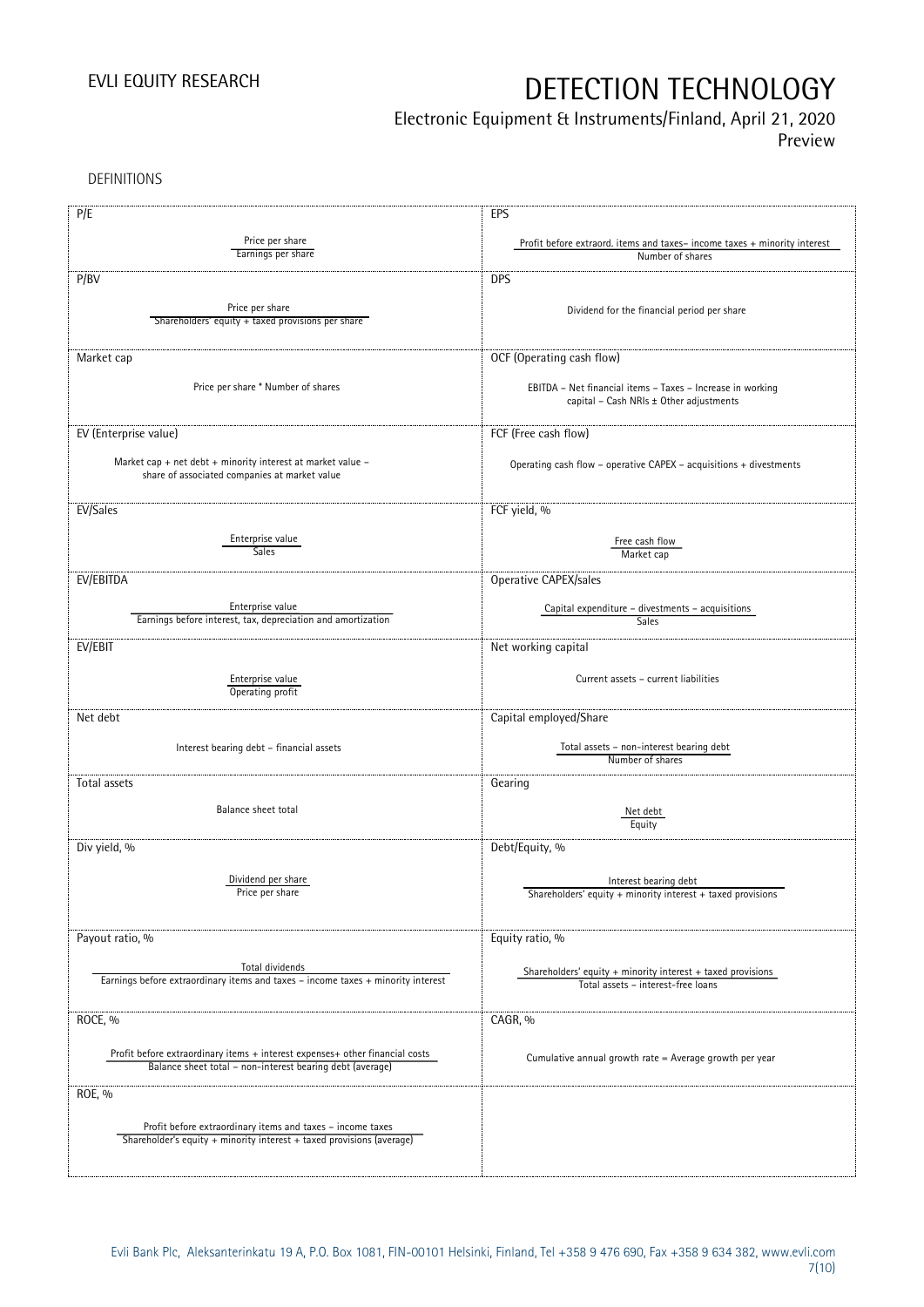DEFINITIONS

| P/E | EPS |
|---|---|
| $\dfrac{\text{Price per share}}{\text{Earnings per share}}$ | $\dfrac{\text{Profit before extraord. items and taxes} - \text{income taxes} + \text{minority interest}}{\text{Number of shares}}$ |
| **P/BV** | **DPS** |
| $\dfrac{\text{Price per share}}{\text{Shareholders' equity + taxed provisions per share}}$ | Dividend for the financial period per share |
| **Market cap** | **OCF (Operating cash flow)** |
| Price per share * Number of shares | EBITDA – Net financial items – Taxes – Increase in working capital – Cash NRIs ± Other adjustments |
| **EV (Enterprise value)** | **FCF (Free cash flow)** |
| Market cap + net debt + minority interest at market value – share of associated companies at market value | Operating cash flow – operative CAPEX – acquisitions + divestments |
| **EV/Sales** | **FCF yield, %** |
| $\dfrac{\text{Enterprise value}}{\text{Sales}}$ | $\dfrac{\text{Free cash flow}}{\text{Market cap}}$ |
| **EV/EBITDA** | **Operative CAPEX/sales** |
| $\dfrac{\text{Enterprise value}}{\text{Earnings before interest, tax, depreciation and amortization}}$ | $\dfrac{\text{Capital expenditure} - \text{divestments} - \text{acquisitions}}{\text{Sales}}$ |
| **EV/EBIT** | **Net working capital** |
| $\dfrac{\text{Enterprise value}}{\text{Operating profit}}$ | Current assets – current liabilities |
| **Net debt** | **Capital employed/Share** |
| Interest bearing debt – financial assets | $\dfrac{\text{Total assets} - \text{non-interest bearing debt}}{\text{Number of shares}}$ |
| **Total assets** | **Gearing** |
| Balance sheet total | $\dfrac{\text{Net debt}}{\text{Equity}}$ |
| **Div yield, %** | **Debt/Equity, %** |
| $\dfrac{\text{Dividend per share}}{\text{Price per share}}$ | $\dfrac{\text{Interest bearing debt}}{\text{Shareholders' equity + minority interest + taxed provisions}}$ |
| **Payout ratio, %** | **Equity ratio, %** |
| $\dfrac{\text{Total dividends}}{\text{Earnings before extraordinary items and taxes} - \text{income taxes} + \text{minority interest}}$ | $\dfrac{\text{Shareholders' equity + minority interest + taxed provisions}}{\text{Total assets} - \text{interest-free loans}}$ |
| **ROCE, %** | **CAGR, %** |
| $\dfrac{\text{Profit before extraordinary items + interest expenses + other financial costs}}{\text{Balance sheet total} - \text{non-interest bearing debt (average)}}$ | Cumulative annual growth rate = Average growth per year |
| **ROE, %** | |
| $\dfrac{\text{Profit before extraordinary items and taxes} - \text{income taxes}}{\text{Shareholder's equity + minority interest + taxed provisions (average)}}$ | |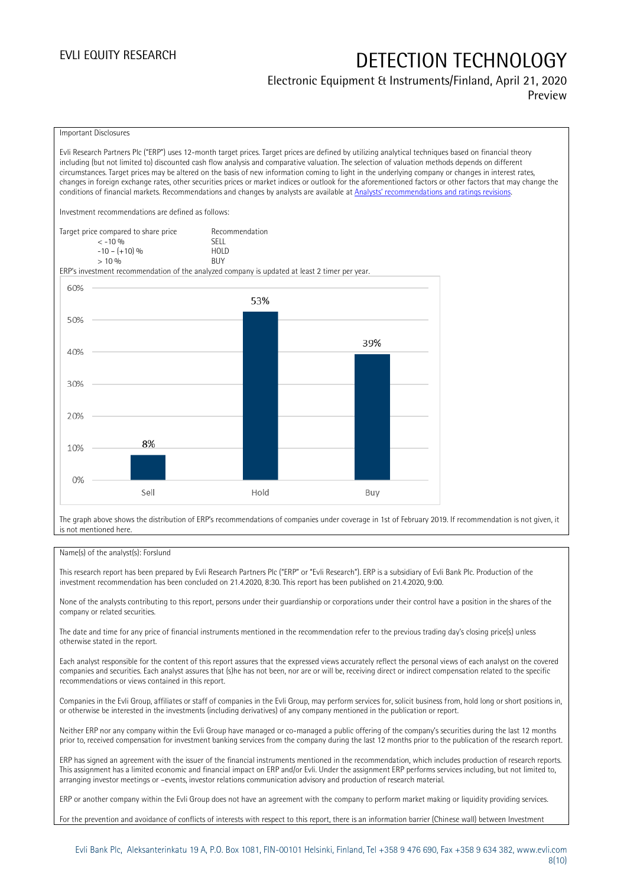Important Disclosures

Evli Research Partners Plc ("ERP") uses 12-month target prices. Target prices are defined by utilizing analytical techniques based on financial theory including (but not limited to) discounted cash flow analysis and comparative valuation. The selection of valuation methods depends on different circumstances. Target prices may be altered on the basis of new information coming to light in the underlying company or changes in interest rates, changes in foreign exchange rates, other securities prices or market indices or outlook for the aforementioned factors or other factors that may change the conditions of financial markets. Recommendations and changes by analysts are available at [Analysts' recommendations and ratings revisions](Analysts' recommendations and ratings revisions).

Investment recommendations are defined as follows:

| Target price compared to share price | Recommendation |
|---|---|
| < -10 % | SELL |
| -10 – (+10) % | HOLD |
| > 10 % | BUY |

ERP's investment recommendation of the analyzed company is updated at least 2 timer per year.

| | Sell | Hold | Buy |
|---|---|---|---|
| Share | 8% | 53% | 39% |

The graph above shows the distribution of ERP's recommendations of companies under coverage in 1st of February 2019. If recommendation is not given, it is not mentioned here.

Name(s) of the analyst(s): Forslund

This research report has been prepared by Evli Research Partners Plc ("ERP" or "Evli Research"). ERP is a subsidiary of Evli Bank Plc. Production of the investment recommendation has been concluded on 21.4.2020, 8:30. This report has been published on 21.4.2020, 9:00.

None of the analysts contributing to this report, persons under their guardianship or corporations under their control have a position in the shares of the company or related securities.

The date and time for any price of financial instruments mentioned in the recommendation refer to the previous trading day's closing price(s) unless otherwise stated in the report.

Each analyst responsible for the content of this report assures that the expressed views accurately reflect the personal views of each analyst on the covered companies and securities. Each analyst assures that (s)he has not been, nor are or will be, receiving direct or indirect compensation related to the specific recommendations or views contained in this report.

Companies in the Evli Group, affiliates or staff of companies in the Evli Group, may perform services for, solicit business from, hold long or short positions in, or otherwise be interested in the investments (including derivatives) of any company mentioned in the publication or report.

Neither ERP nor any company within the Evli Group have managed or co-managed a public offering of the company's securities during the last 12 months prior to, received compensation for investment banking services from the company during the last 12 months prior to the publication of the research report.

ERP has signed an agreement with the issuer of the financial instruments mentioned in the recommendation, which includes production of research reports. This assignment has a limited economic and financial impact on ERP and/or Evli. Under the assignment ERP performs services including, but not limited to, arranging investor meetings or –events, investor relations communication advisory and production of research material.

ERP or another company within the Evli Group does not have an agreement with the company to perform market making or liquidity providing services.

For the prevention and avoidance of conflicts of interests with respect to this report, there is an information barrier (Chinese wall) between Investment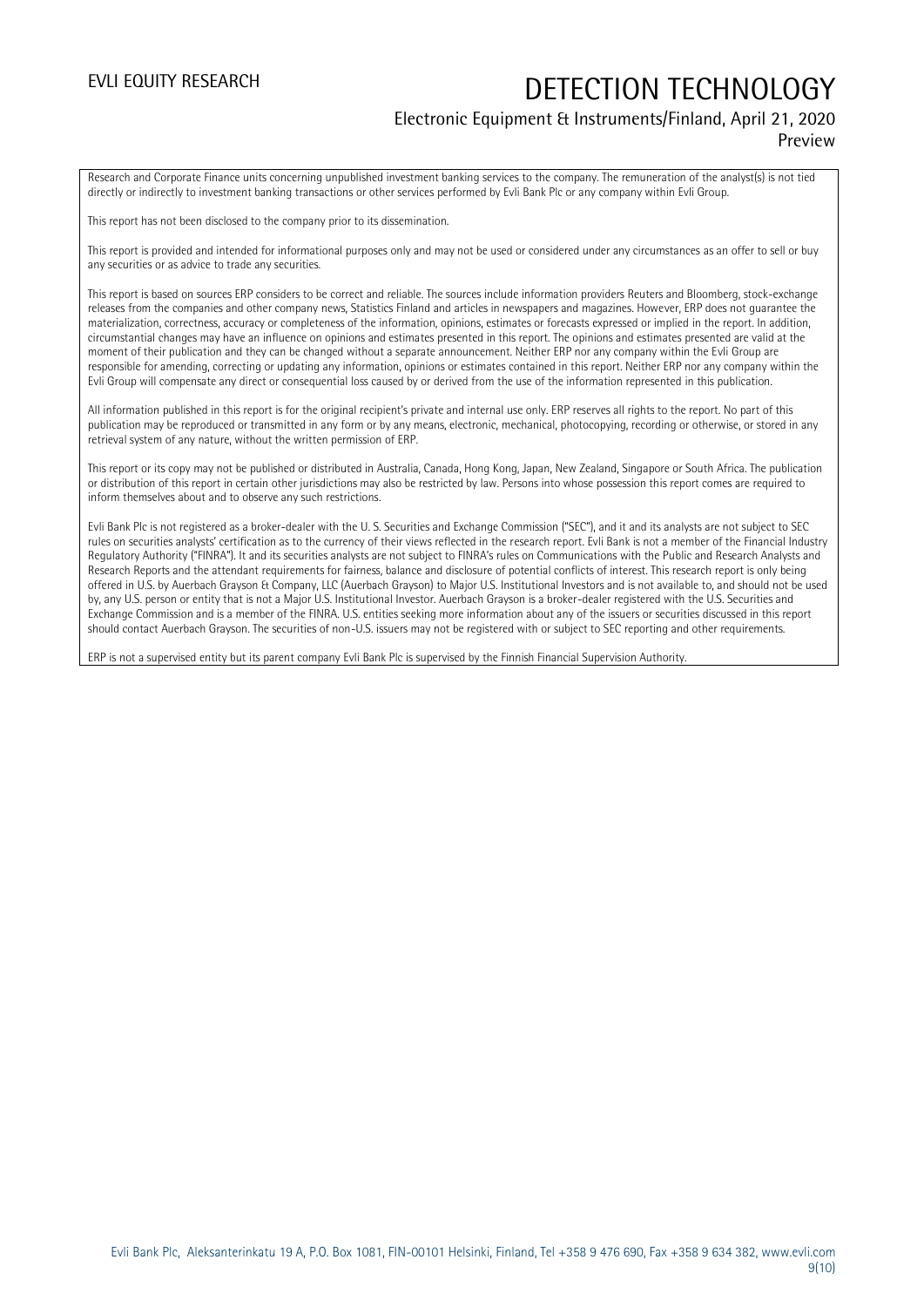Research and Corporate Finance units concerning unpublished investment banking services to the company. The remuneration of the analyst(s) is not tied directly or indirectly to investment banking transactions or other services performed by Evli Bank Plc or any company within Evli Group.

This report has not been disclosed to the company prior to its dissemination.

This report is provided and intended for informational purposes only and may not be used or considered under any circumstances as an offer to sell or buy any securities or as advice to trade any securities.

This report is based on sources ERP considers to be correct and reliable. The sources include information providers Reuters and Bloomberg, stock-exchange releases from the companies and other company news, Statistics Finland and articles in newspapers and magazines. However, ERP does not guarantee the materialization, correctness, accuracy or completeness of the information, opinions, estimates or forecasts expressed or implied in the report. In addition, circumstantial changes may have an influence on opinions and estimates presented in this report. The opinions and estimates presented are valid at the moment of their publication and they can be changed without a separate announcement. Neither ERP nor any company within the Evli Group are responsible for amending, correcting or updating any information, opinions or estimates contained in this report. Neither ERP nor any company within the Evli Group will compensate any direct or consequential loss caused by or derived from the use of the information represented in this publication.

All information published in this report is for the original recipient's private and internal use only. ERP reserves all rights to the report. No part of this publication may be reproduced or transmitted in any form or by any means, electronic, mechanical, photocopying, recording or otherwise, or stored in any retrieval system of any nature, without the written permission of ERP.

This report or its copy may not be published or distributed in Australia, Canada, Hong Kong, Japan, New Zealand, Singapore or South Africa. The publication or distribution of this report in certain other jurisdictions may also be restricted by law. Persons into whose possession this report comes are required to inform themselves about and to observe any such restrictions.

Evli Bank Plc is not registered as a broker-dealer with the U. S. Securities and Exchange Commission ("SEC"), and it and its analysts are not subject to SEC rules on securities analysts' certification as to the currency of their views reflected in the research report. Evli Bank is not a member of the Financial Industry Regulatory Authority ("FINRA"). It and its securities analysts are not subject to FINRA's rules on Communications with the Public and Research Analysts and Research Reports and the attendant requirements for fairness, balance and disclosure of potential conflicts of interest. This research report is only being offered in U.S. by Auerbach Grayson & Company, LLC (Auerbach Grayson) to Major U.S. Institutional Investors and is not available to, and should not be used by, any U.S. person or entity that is not a Major U.S. Institutional Investor. Auerbach Grayson is a broker-dealer registered with the U.S. Securities and Exchange Commission and is a member of the FINRA. U.S. entities seeking more information about any of the issuers or securities discussed in this report should contact Auerbach Grayson. The securities of non-U.S. issuers may not be registered with or subject to SEC reporting and other requirements.

ERP is not a supervised entity but its parent company Evli Bank Plc is supervised by the Finnish Financial Supervision Authority.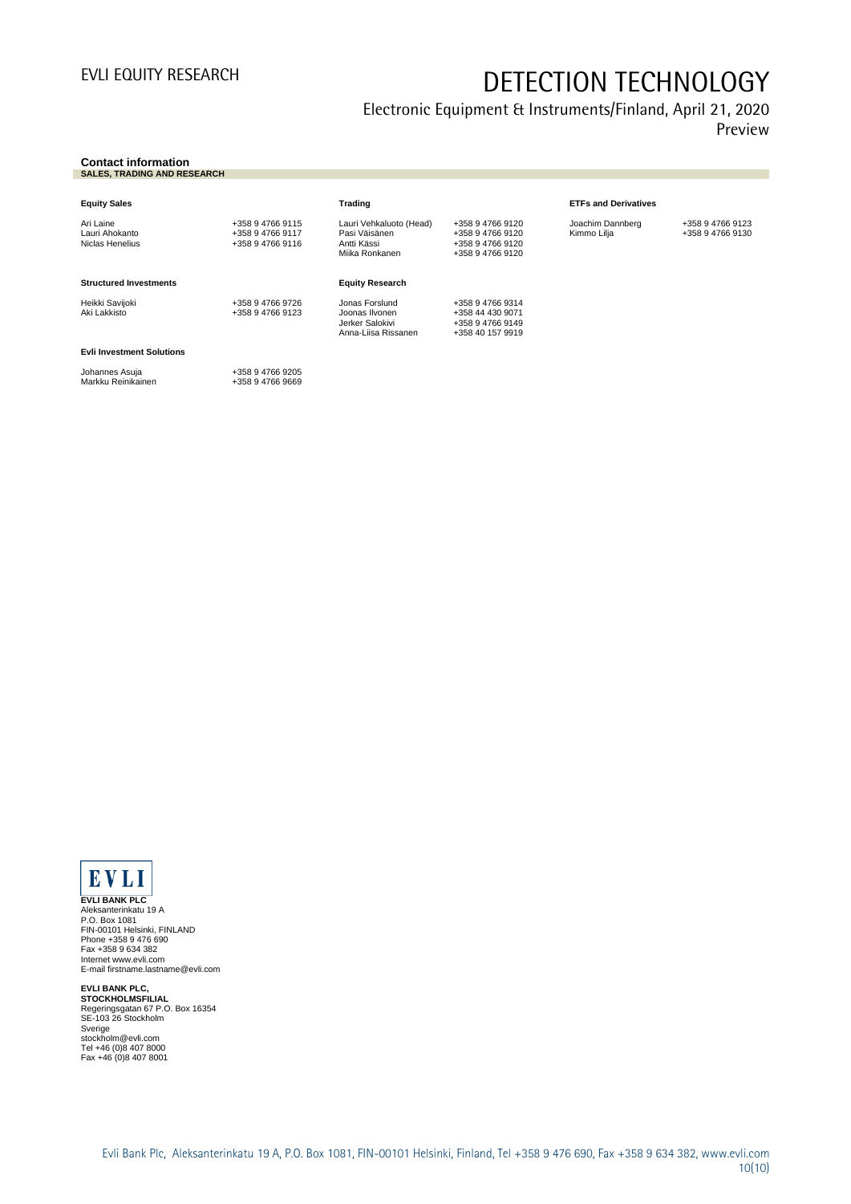**Contact information**

**SALES, TRADING AND RESEARCH**

| **Equity Sales** | | **Trading** | | **ETFs and Derivatives** | |
|---|---|---|---|---|---|
| Ari Laine | +358 9 4766 9115 | Lauri Vehkaluoto (Head) | +358 9 4766 9120 | Joachim Dannberg | +358 9 4766 9123 |
| Lauri Ahokanto | +358 9 4766 9117 | Pasi Väisänen | +358 9 4766 9120 | Kimmo Lilja | +358 9 4766 9130 |
| Niclas Henelius | +358 9 4766 9116 | Antti Kässi | +358 9 4766 9120 | | |
| | | Miika Ronkanen | +358 9 4766 9120 | | |

| **Structured Investments** | | **Equity Research** | |
|---|---|---|---|
| Heikki Savijoki | +358 9 4766 9726 | Jonas Forslund | +358 9 4766 9314 |
| Aki Lakkisto | +358 9 4766 9123 | Joonas Ilvonen | +358 44 430 9071 |
| | | Jerker Salokivi | +358 9 4766 9149 |
| | | Anna-Liisa Rissanen | +358 40 157 9919 |

| **Evli Investment Solutions** | |
|---|---|
| Johannes Asuja | +358 9 4766 9205 |
| Markku Reinikainen | +358 9 4766 9669 |

EVLI

**EVLI BANK PLC**
Aleksanterinkatu 19 A
P.O. Box 1081
FIN-00101 Helsinki, FINLAND
Phone +358 9 476 690
Fax +358 9 634 382
Internet www.evli.com
E-mail firstname.lastname@evli.com

**EVLI BANK PLC, STOCKHOLMSFILIAL**
Regeringsgatan 67 P.O. Box 16354
SE-103 26 Stockholm
Sverige
stockholm@evli.com
Tel +46 (0)8 407 8000
Fax +46 (0)8 407 8001